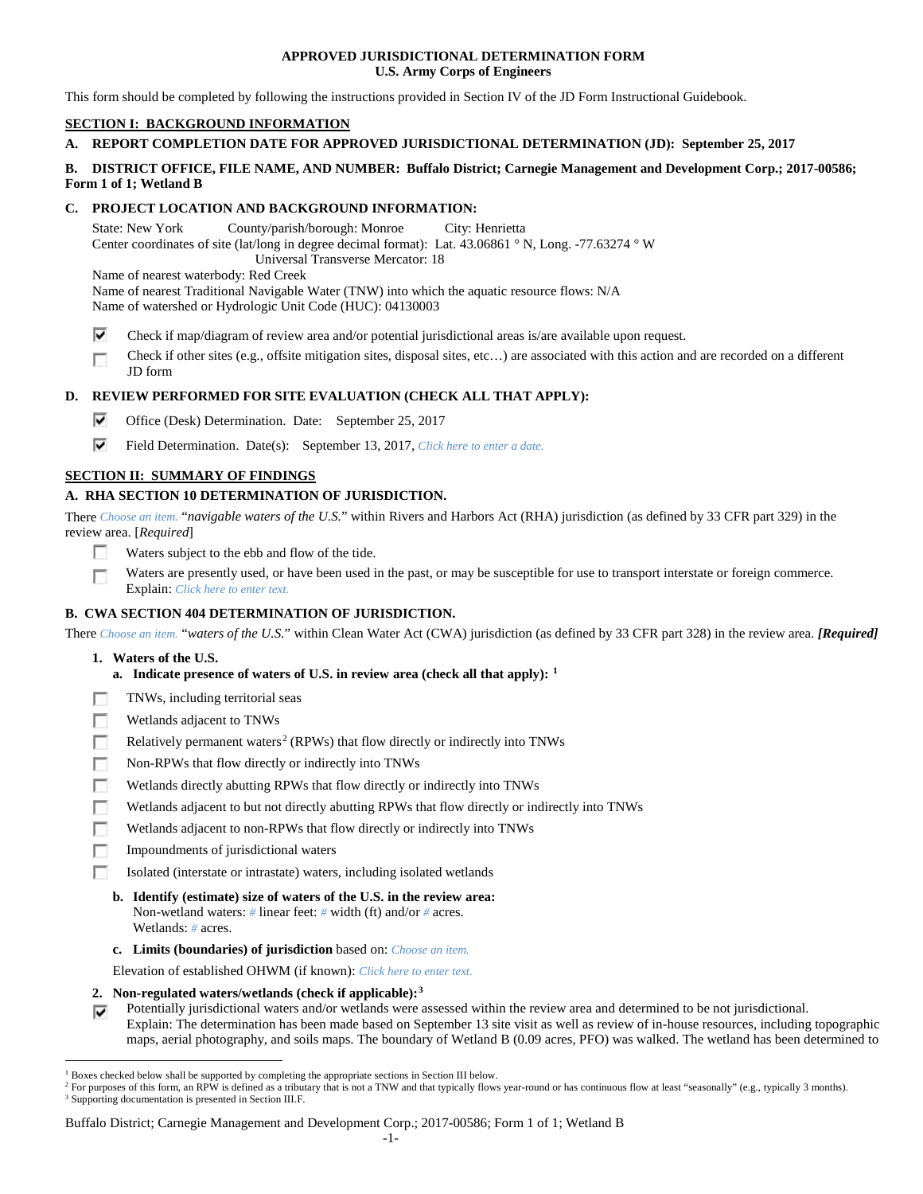**APPROVED JURISDICTIONAL DETERMINATION FORM**
**U.S. Army Corps of Engineers**

This form should be completed by following the instructions provided in Section IV of the JD Form Instructional Guidebook.

## SECTION I: BACKGROUND INFORMATION

**A. REPORT COMPLETION DATE FOR APPROVED JURISDICTIONAL DETERMINATION (JD): September 25, 2017**

**B. DISTRICT OFFICE, FILE NAME, AND NUMBER: Buffalo District; Carnegie Management and Development Corp.; 2017-00586; Form 1 of 1; Wetland B**

**C. PROJECT LOCATION AND BACKGROUND INFORMATION:**

State: New York County/parish/borough: Monroe City: Henrietta
Center coordinates of site (lat/long in degree decimal format): Lat. 43.06861 ° N, Long. -77.63274 ° W
Universal Transverse Mercator: 18
Name of nearest waterbody: Red Creek
Name of nearest Traditional Navigable Water (TNW) into which the aquatic resource flows: N/A
Name of watershed or Hydrologic Unit Code (HUC): 04130003

- [x] Check if map/diagram of review area and/or potential jurisdictional areas is/are available upon request.
- [ ] Check if other sites (e.g., offsite mitigation sites, disposal sites, etc…) are associated with this action and are recorded on a different JD form

**D. REVIEW PERFORMED FOR SITE EVALUATION (CHECK ALL THAT APPLY):**

- [x] Office (Desk) Determination. Date: September 25, 2017
- [x] Field Determination. Date(s): September 13, 2017, *Click here to enter a date.*

## SECTION II: SUMMARY OF FINDINGS

**A. RHA SECTION 10 DETERMINATION OF JURISDICTION.**

There *Choose an item.* "*navigable waters of the U.S.*" within Rivers and Harbors Act (RHA) jurisdiction (as defined by 33 CFR part 329) in the review area. [*Required*]

- [ ] Waters subject to the ebb and flow of the tide.
- [ ] Waters are presently used, or have been used in the past, or may be susceptible for use to transport interstate or foreign commerce. Explain: *Click here to enter text.*

**B. CWA SECTION 404 DETERMINATION OF JURISDICTION.**

There *Choose an item.* "*waters of the U.S.*" within Clean Water Act (CWA) jurisdiction (as defined by 33 CFR part 328) in the review area. ***[Required]***

**1. Waters of the U.S.**

**a. Indicate presence of waters of U.S. in review area (check all that apply):** [1]

- [ ] TNWs, including territorial seas
- [ ] Wetlands adjacent to TNWs
- [ ] Relatively permanent waters[2] (RPWs) that flow directly or indirectly into TNWs
- [ ] Non-RPWs that flow directly or indirectly into TNWs
- [ ] Wetlands directly abutting RPWs that flow directly or indirectly into TNWs
- [ ] Wetlands adjacent to but not directly abutting RPWs that flow directly or indirectly into TNWs
- [ ] Wetlands adjacent to non-RPWs that flow directly or indirectly into TNWs
- [ ] Impoundments of jurisdictional waters
- [ ] Isolated (interstate or intrastate) waters, including isolated wetlands

**b. Identify (estimate) size of waters of the U.S. in the review area:**
Non-wetland waters: # linear feet: # width (ft) and/or # acres.
Wetlands: # acres.

**c. Limits (boundaries) of jurisdiction** based on: *Choose an item.*

Elevation of established OHWM (if known): *Click here to enter text.*

**2. Non-regulated waters/wetlands (check if applicable):**[3]

- [x] Potentially jurisdictional waters and/or wetlands were assessed within the review area and determined to be not jurisdictional. Explain: The determination has been made based on September 13 site visit as well as review of in-house resources, including topographic maps, aerial photography, and soils maps. The boundary of Wetland B (0.09 acres, PFO) was walked. The wetland has been determined to

---

[1] Boxes checked below shall be supported by completing the appropriate sections in Section III below.
[2] For purposes of this form, an RPW is defined as a tributary that is not a TNW and that typically flows year-round or has continuous flow at least "seasonally" (e.g., typically 3 months).
[3] Supporting documentation is presented in Section III.F.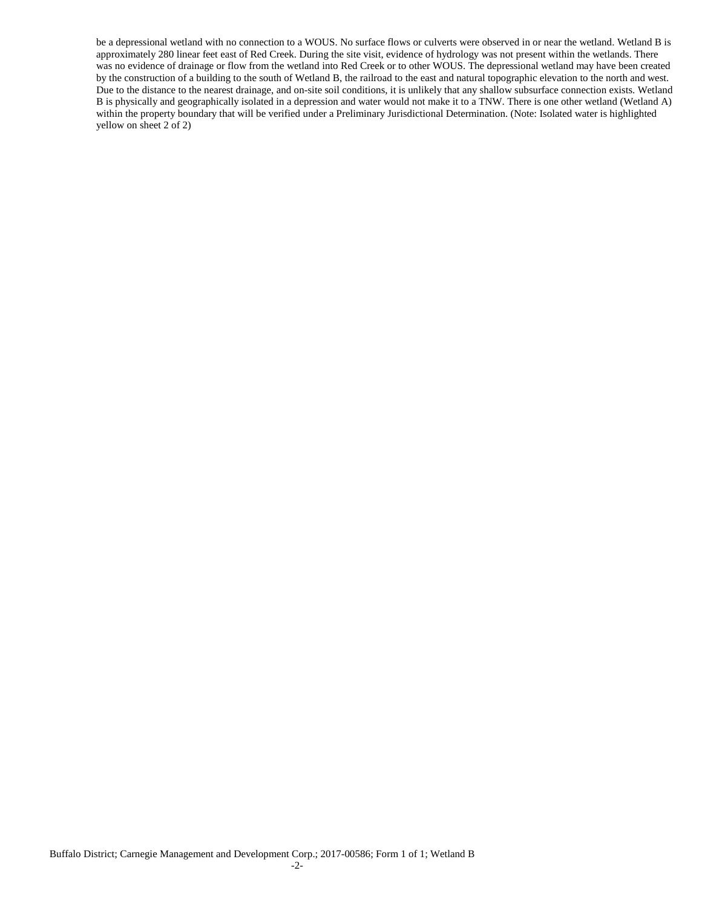be a depressional wetland with no connection to a WOUS. No surface flows or culverts were observed in or near the wetland. Wetland B is approximately 280 linear feet east of Red Creek. During the site visit, evidence of hydrology was not present within the wetlands. There was no evidence of drainage or flow from the wetland into Red Creek or to other WOUS. The depressional wetland may have been created by the construction of a building to the south of Wetland B, the railroad to the east and natural topographic elevation to the north and west. Due to the distance to the nearest drainage, and on-site soil conditions, it is unlikely that any shallow subsurface connection exists. Wetland B is physically and geographically isolated in a depression and water would not make it to a TNW. There is one other wetland (Wetland A) within the property boundary that will be verified under a Preliminary Jurisdictional Determination. (Note: Isolated water is highlighted yellow on sheet 2 of 2)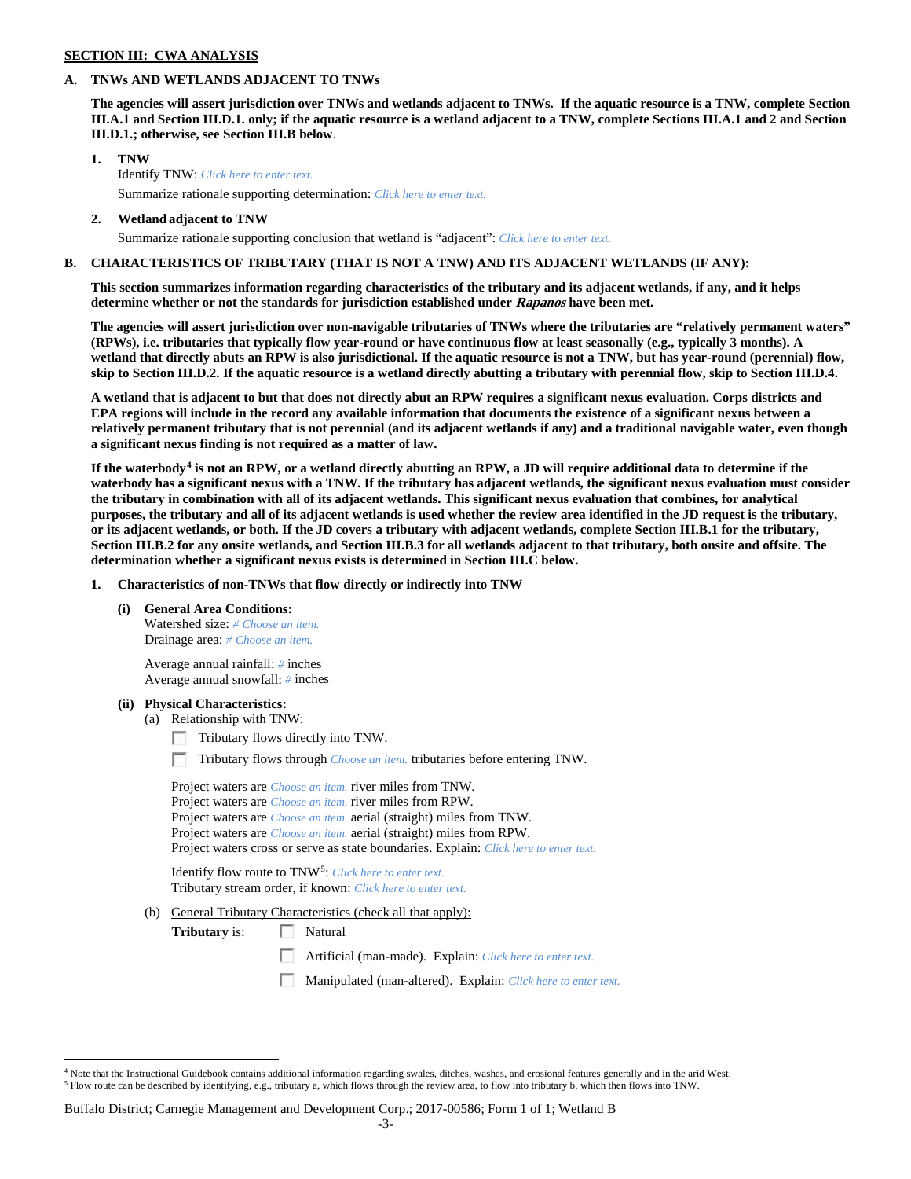**SECTION III: CWA ANALYSIS**

**A. TNWs AND WETLANDS ADJACENT TO TNWs**

**The agencies will assert jurisdiction over TNWs and wetlands adjacent to TNWs. If the aquatic resource is a TNW, complete Section III.A.1 and Section III.D.1. only; if the aquatic resource is a wetland adjacent to a TNW, complete Sections III.A.1 and 2 and Section III.D.1.; otherwise, see Section III.B below**.

**1. TNW**

Identify TNW: *Click here to enter text.*

Summarize rationale supporting determination: *Click here to enter text.*

**2. Wetland adjacent to TNW**

Summarize rationale supporting conclusion that wetland is "adjacent": *Click here to enter text.*

**B. CHARACTERISTICS OF TRIBUTARY (THAT IS NOT A TNW) AND ITS ADJACENT WETLANDS (IF ANY):**

**This section summarizes information regarding characteristics of the tributary and its adjacent wetlands, if any, and it helps determine whether or not the standards for jurisdiction established under *Rapanos* have been met.**

**The agencies will assert jurisdiction over non-navigable tributaries of TNWs where the tributaries are "relatively permanent waters" (RPWs), i.e. tributaries that typically flow year-round or have continuous flow at least seasonally (e.g., typically 3 months). A wetland that directly abuts an RPW is also jurisdictional. If the aquatic resource is not a TNW, but has year-round (perennial) flow, skip to Section III.D.2. If the aquatic resource is a wetland directly abutting a tributary with perennial flow, skip to Section III.D.4.**

**A wetland that is adjacent to but that does not directly abut an RPW requires a significant nexus evaluation. Corps districts and EPA regions will include in the record any available information that documents the existence of a significant nexus between a relatively permanent tributary that is not perennial (and its adjacent wetlands if any) and a traditional navigable water, even though a significant nexus finding is not required as a matter of law.**

**If the waterbody[4] is not an RPW, or a wetland directly abutting an RPW, a JD will require additional data to determine if the waterbody has a significant nexus with a TNW. If the tributary has adjacent wetlands, the significant nexus evaluation must consider the tributary in combination with all of its adjacent wetlands. This significant nexus evaluation that combines, for analytical purposes, the tributary and all of its adjacent wetlands is used whether the review area identified in the JD request is the tributary, or its adjacent wetlands, or both. If the JD covers a tributary with adjacent wetlands, complete Section III.B.1 for the tributary, Section III.B.2 for any onsite wetlands, and Section III.B.3 for all wetlands adjacent to that tributary, both onsite and offsite. The determination whether a significant nexus exists is determined in Section III.C below.**

**1. Characteristics of non-TNWs that flow directly or indirectly into TNW**

**(i) General Area Conditions:**

Watershed size: *# Choose an item.*
Drainage area: *# Choose an item.*

Average annual rainfall: *#* inches
Average annual snowfall: *#* inches

**(ii) Physical Characteristics:**

(a) Relationship with TNW:

☐ Tributary flows directly into TNW.

☐ Tributary flows through *Choose an item.* tributaries before entering TNW.

Project waters are *Choose an item.* river miles from TNW.
Project waters are *Choose an item.* river miles from RPW.
Project waters are *Choose an item.* aerial (straight) miles from TNW.
Project waters are *Choose an item.* aerial (straight) miles from RPW.
Project waters cross or serve as state boundaries. Explain: *Click here to enter text.*

Identify flow route to TNW[5]: *Click here to enter text.*
Tributary stream order, if known: *Click here to enter text.*

(b) General Tributary Characteristics (check all that apply):

**Tributary** is: ☐ Natural

☐ Artificial (man-made). Explain: *Click here to enter text.*

☐ Manipulated (man-altered). Explain: *Click here to enter text.*

[4] Note that the Instructional Guidebook contains additional information regarding swales, ditches, washes, and erosional features generally and in the arid West.

[5] Flow route can be described by identifying, e.g., tributary a, which flows through the review area, to flow into tributary b, which then flows into TNW.

Buffalo District; Carnegie Management and Development Corp.; 2017-00586; Form 1 of 1; Wetland B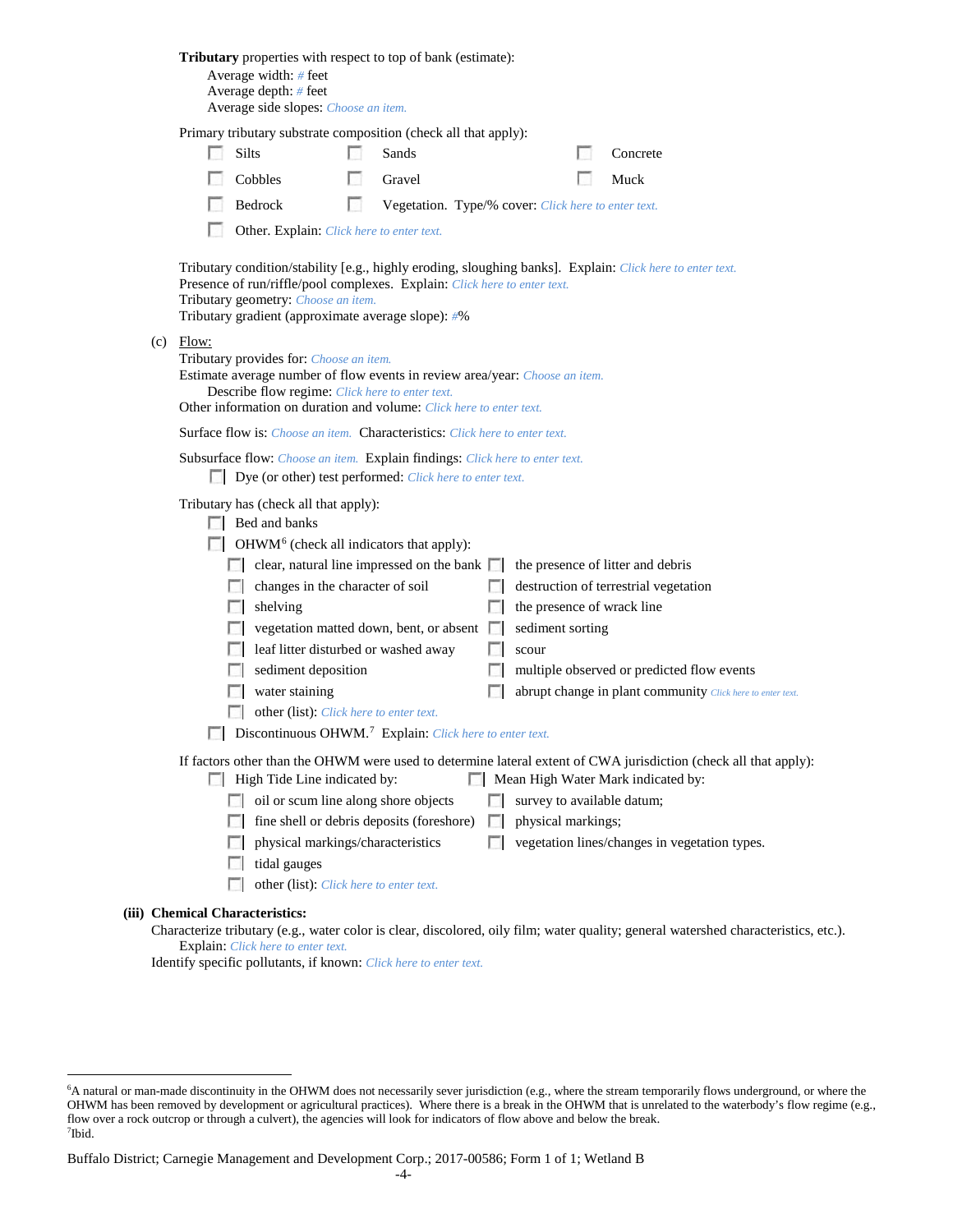**Tributary** properties with respect to top of bank (estimate):
Average width: # feet
Average depth: # feet
Average side slopes: Choose an item.

Primary tributary substrate composition (check all that apply):

- ☐ Silts
- ☐ Sands
- ☐ Concrete
- ☐ Cobbles
- ☐ Gravel
- ☐ Muck
- ☐ Bedrock
- ☐ Vegetation. Type/% cover: Click here to enter text.
- ☐ Other. Explain: Click here to enter text.

Tributary condition/stability [e.g., highly eroding, sloughing banks]. Explain: Click here to enter text.
Presence of run/riffle/pool complexes. Explain: Click here to enter text.
Tributary geometry: Choose an item.
Tributary gradient (approximate average slope): #%

(c) Flow:
Tributary provides for: Choose an item.
Estimate average number of flow events in review area/year: Choose an item.
Describe flow regime: Click here to enter text.
Other information on duration and volume: Click here to enter text.

Surface flow is: Choose an item. Characteristics: Click here to enter text.

Subsurface flow: Choose an item. Explain findings: Click here to enter text.
☐ Dye (or other) test performed: Click here to enter text.

Tributary has (check all that apply):

- ☐ Bed and banks
- ☐ OHWM[6] (check all indicators that apply):
  - ☐ clear, natural line impressed on the bank
  - ☐ the presence of litter and debris
  - ☐ changes in the character of soil
  - ☐ destruction of terrestrial vegetation
  - ☐ shelving
  - ☐ the presence of wrack line
  - ☐ vegetation matted down, bent, or absent
  - ☐ sediment sorting
  - ☐ leaf litter disturbed or washed away
  - ☐ scour
  - ☐ sediment deposition
  - ☐ multiple observed or predicted flow events
  - ☐ water staining
  - ☐ abrupt change in plant community Click here to enter text.
  - ☐ other (list): Click here to enter text.
- ☐ Discontinuous OHWM.[7] Explain: Click here to enter text.

If factors other than the OHWM were used to determine lateral extent of CWA jurisdiction (check all that apply):

- ☐ High Tide Line indicated by:
  - ☐ oil or scum line along shore objects
  - ☐ fine shell or debris deposits (foreshore)
  - ☐ physical markings/characteristics
  - ☐ tidal gauges
  - ☐ other (list): Click here to enter text.
- ☐ Mean High Water Mark indicated by:
  - ☐ survey to available datum;
  - ☐ physical markings;
  - ☐ vegetation lines/changes in vegetation types.

**(iii) Chemical Characteristics:**
Characterize tributary (e.g., water color is clear, discolored, oily film; water quality; general watershed characteristics, etc.).
Explain: Click here to enter text.
Identify specific pollutants, if known: Click here to enter text.

---

[6]A natural or man-made discontinuity in the OHWM does not necessarily sever jurisdiction (e.g., where the stream temporarily flows underground, or where the OHWM has been removed by development or agricultural practices). Where there is a break in the OHWM that is unrelated to the waterbody's flow regime (e.g., flow over a rock outcrop or through a culvert), the agencies will look for indicators of flow above and below the break.
[7]Ibid.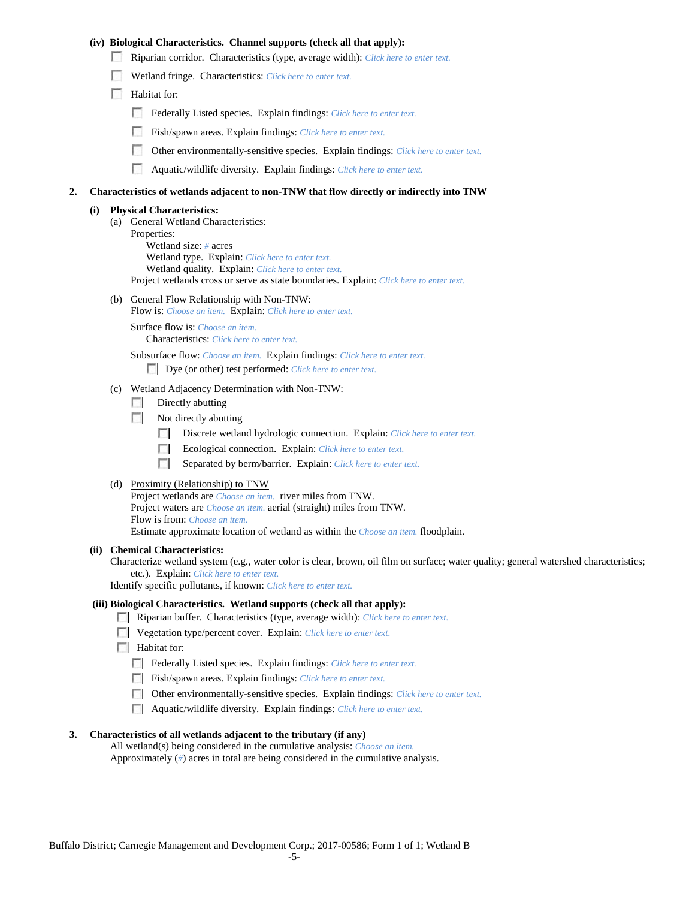**(iv) Biological Characteristics. Channel supports (check all that apply):**

- ☐ Riparian corridor. Characteristics (type, average width): *Click here to enter text.*
- ☐ Wetland fringe. Characteristics: *Click here to enter text.*
- ☐ Habitat for:
  - ☐ Federally Listed species. Explain findings: *Click here to enter text.*
  - ☐ Fish/spawn areas. Explain findings: *Click here to enter text.*
  - ☐ Other environmentally-sensitive species. Explain findings: *Click here to enter text.*
  - ☐ Aquatic/wildlife diversity. Explain findings: *Click here to enter text.*

**2. Characteristics of wetlands adjacent to non-TNW that flow directly or indirectly into TNW**

**(i) Physical Characteristics:**

(a) General Wetland Characteristics:

Properties:

Wetland size: *#* acres

Wetland type. Explain: *Click here to enter text.*

Wetland quality. Explain: *Click here to enter text.*

Project wetlands cross or serve as state boundaries. Explain: *Click here to enter text.*

(b) General Flow Relationship with Non-TNW:

Flow is: *Choose an item.* Explain: *Click here to enter text.*

Surface flow is: *Choose an item.*

Characteristics: *Click here to enter text.*

Subsurface flow: *Choose an item.* Explain findings: *Click here to enter text.*

- ☐ Dye (or other) test performed: *Click here to enter text.*

(c) Wetland Adjacency Determination with Non-TNW:

- ☐ Directly abutting
- ☐ Not directly abutting
  - ☐ Discrete wetland hydrologic connection. Explain: *Click here to enter text.*
  - ☐ Ecological connection. Explain: *Click here to enter text.*
  - ☐ Separated by berm/barrier. Explain: *Click here to enter text.*

(d) Proximity (Relationship) to TNW

Project wetlands are *Choose an item.* river miles from TNW.

Project waters are *Choose an item.* aerial (straight) miles from TNW.

Flow is from: *Choose an item.*

Estimate approximate location of wetland as within the *Choose an item.* floodplain.

**(ii) Chemical Characteristics:**

Characterize wetland system (e.g., water color is clear, brown, oil film on surface; water quality; general watershed characteristics; etc.). Explain: *Click here to enter text.*

Identify specific pollutants, if known: *Click here to enter text.*

**(iii) Biological Characteristics. Wetland supports (check all that apply):**

- ☐ Riparian buffer. Characteristics (type, average width): *Click here to enter text.*
- ☐ Vegetation type/percent cover. Explain: *Click here to enter text.*
- ☐ Habitat for:
  - ☐ Federally Listed species. Explain findings: *Click here to enter text.*
  - ☐ Fish/spawn areas. Explain findings: *Click here to enter text.*
  - ☐ Other environmentally-sensitive species. Explain findings: *Click here to enter text.*
  - ☐ Aquatic/wildlife diversity. Explain findings: *Click here to enter text.*

**3. Characteristics of all wetlands adjacent to the tributary (if any)**

All wetland(s) being considered in the cumulative analysis: *Choose an item.*

Approximately (*#*) acres in total are being considered in the cumulative analysis.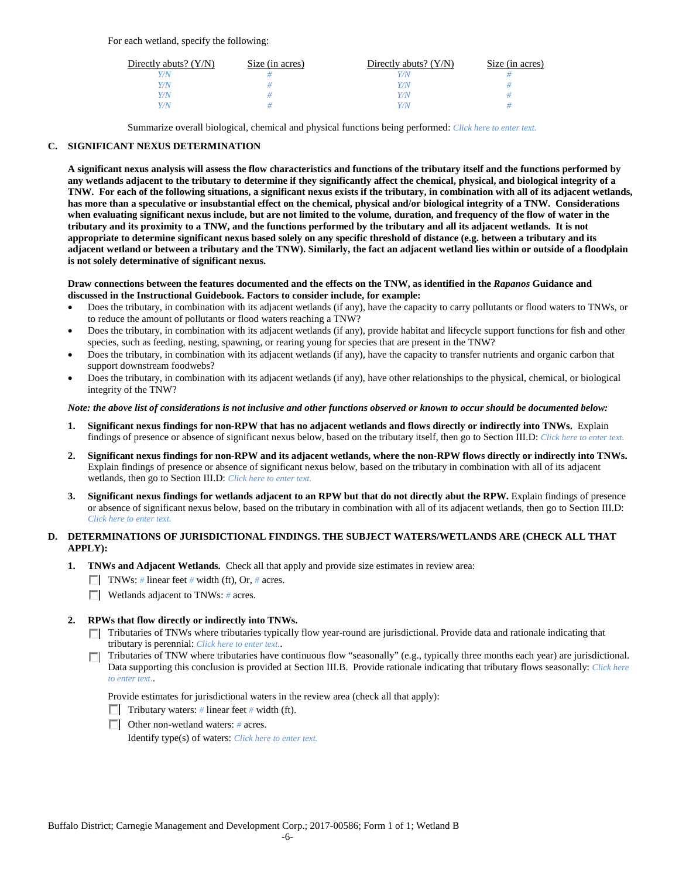For each wetland, specify the following:

| Directly abuts? (Y/N) | Size (in acres) | Directly abuts? (Y/N) | Size (in acres) |
|---|---|---|---|
| *Y/N* | *#* | *Y/N* | *#* |
| *Y/N* | *#* | *Y/N* | *#* |
| *Y/N* | *#* | *Y/N* | *#* |
| *Y/N* | *#* | *Y/N* | *#* |

Summarize overall biological, chemical and physical functions being performed: *Click here to enter text.*

## C. SIGNIFICANT NEXUS DETERMINATION

**A significant nexus analysis will assess the flow characteristics and functions of the tributary itself and the functions performed by any wetlands adjacent to the tributary to determine if they significantly affect the chemical, physical, and biological integrity of a TNW. For each of the following situations, a significant nexus exists if the tributary, in combination with all of its adjacent wetlands, has more than a speculative or insubstantial effect on the chemical, physical and/or biological integrity of a TNW. Considerations when evaluating significant nexus include, but are not limited to the volume, duration, and frequency of the flow of water in the tributary and its proximity to a TNW, and the functions performed by the tributary and all its adjacent wetlands. It is not appropriate to determine significant nexus based solely on any specific threshold of distance (e.g. between a tributary and its adjacent wetland or between a tributary and the TNW). Similarly, the fact an adjacent wetland lies within or outside of a floodplain is not solely determinative of significant nexus.**

**Draw connections between the features documented and the effects on the TNW, as identified in the *Rapanos* Guidance and discussed in the Instructional Guidebook. Factors to consider include, for example:**

- Does the tributary, in combination with its adjacent wetlands (if any), have the capacity to carry pollutants or flood waters to TNWs, or to reduce the amount of pollutants or flood waters reaching a TNW?
- Does the tributary, in combination with its adjacent wetlands (if any), provide habitat and lifecycle support functions for fish and other species, such as feeding, nesting, spawning, or rearing young for species that are present in the TNW?
- Does the tributary, in combination with its adjacent wetlands (if any), have the capacity to transfer nutrients and organic carbon that support downstream foodwebs?
- Does the tributary, in combination with its adjacent wetlands (if any), have other relationships to the physical, chemical, or biological integrity of the TNW?

***Note: the above list of considerations is not inclusive and other functions observed or known to occur should be documented below:***

1. **Significant nexus findings for non-RPW that has no adjacent wetlands and flows directly or indirectly into TNWs.** Explain findings of presence or absence of significant nexus below, based on the tributary itself, then go to Section III.D: *Click here to enter text.*

2. **Significant nexus findings for non-RPW and its adjacent wetlands, where the non-RPW flows directly or indirectly into TNWs.** Explain findings of presence or absence of significant nexus below, based on the tributary in combination with all of its adjacent wetlands, then go to Section III.D: *Click here to enter text.*

3. **Significant nexus findings for wetlands adjacent to an RPW but that do not directly abut the RPW.** Explain findings of presence or absence of significant nexus below, based on the tributary in combination with all of its adjacent wetlands, then go to Section III.D: *Click here to enter text.*

## D. DETERMINATIONS OF JURISDICTIONAL FINDINGS. THE SUBJECT WATERS/WETLANDS ARE (CHECK ALL THAT APPLY):

1. **TNWs and Adjacent Wetlands.** Check all that apply and provide size estimates in review area:
   - ☐ TNWs: *#* linear feet *#* width (ft), Or, *#* acres.
   - ☐ Wetlands adjacent to TNWs: *#* acres.

2. **RPWs that flow directly or indirectly into TNWs.**
   - ☐ Tributaries of TNWs where tributaries typically flow year-round are jurisdictional. Provide data and rationale indicating that tributary is perennial: *Click here to enter text.*.
   - ☐ Tributaries of TNW where tributaries have continuous flow "seasonally" (e.g., typically three months each year) are jurisdictional. Data supporting this conclusion is provided at Section III.B. Provide rationale indicating that tributary flows seasonally: *Click here to enter text.*.

   Provide estimates for jurisdictional waters in the review area (check all that apply):
   - ☐ Tributary waters: *#* linear feet *#* width (ft).
   - ☐ Other non-wetland waters: *#* acres.

     Identify type(s) of waters: *Click here to enter text.*

Buffalo District; Carnegie Management and Development Corp.; 2017-00586; Form 1 of 1; Wetland B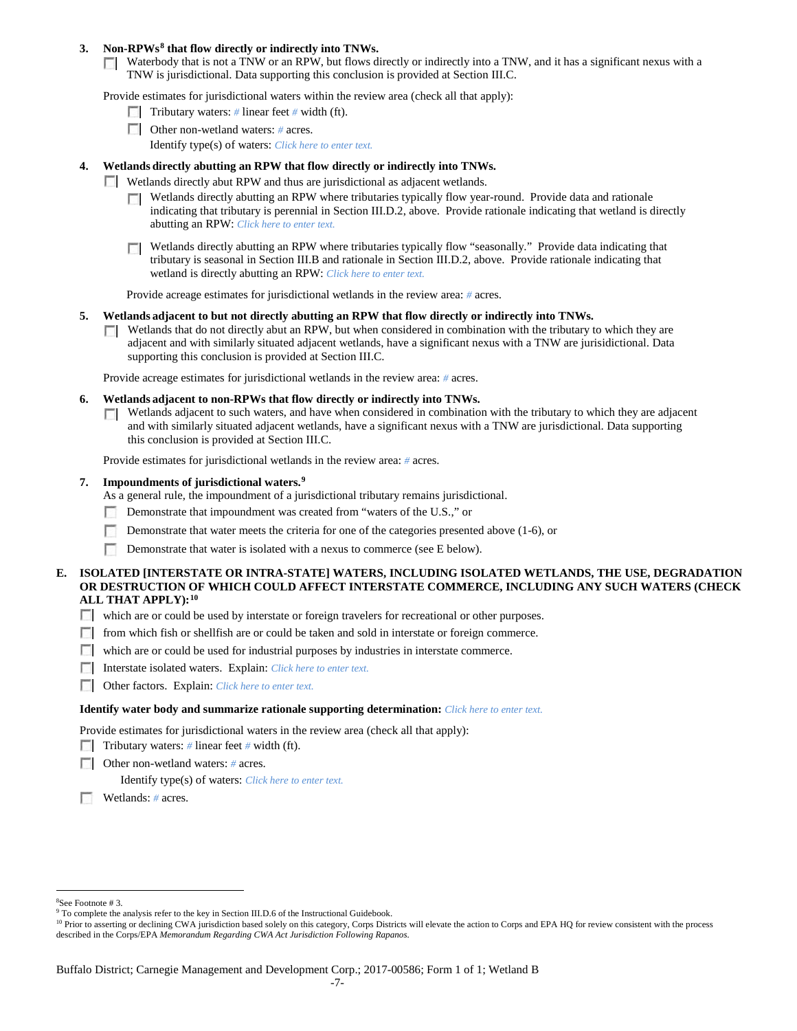**3. Non-RPWs[8] that flow directly or indirectly into TNWs.**

☐ Waterbody that is not a TNW or an RPW, but flows directly or indirectly into a TNW, and it has a significant nexus with a TNW is jurisdictional. Data supporting this conclusion is provided at Section III.C.

Provide estimates for jurisdictional waters within the review area (check all that apply):

- ☐ Tributary waters: # linear feet # width (ft).
- ☐ Other non-wetland waters: # acres.

  Identify type(s) of waters: *Click here to enter text.*

**4. Wetlands directly abutting an RPW that flow directly or indirectly into TNWs.**

☐ Wetlands directly abut RPW and thus are jurisdictional as adjacent wetlands.

- ☐ Wetlands directly abutting an RPW where tributaries typically flow year-round. Provide data and rationale indicating that tributary is perennial in Section III.D.2, above. Provide rationale indicating that wetland is directly abutting an RPW: *Click here to enter text.*
- ☐ Wetlands directly abutting an RPW where tributaries typically flow "seasonally." Provide data indicating that tributary is seasonal in Section III.B and rationale in Section III.D.2, above. Provide rationale indicating that wetland is directly abutting an RPW: *Click here to enter text.*

Provide acreage estimates for jurisdictional wetlands in the review area: # acres.

**5. Wetlands adjacent to but not directly abutting an RPW that flow directly or indirectly into TNWs.**

☐ Wetlands that do not directly abut an RPW, but when considered in combination with the tributary to which they are adjacent and with similarly situated adjacent wetlands, have a significant nexus with a TNW are jurisidictional. Data supporting this conclusion is provided at Section III.C.

Provide acreage estimates for jurisdictional wetlands in the review area: # acres.

**6. Wetlands adjacent to non-RPWs that flow directly or indirectly into TNWs.**

☐ Wetlands adjacent to such waters, and have when considered in combination with the tributary to which they are adjacent and with similarly situated adjacent wetlands, have a significant nexus with a TNW are jurisdictional. Data supporting this conclusion is provided at Section III.C.

Provide estimates for jurisdictional wetlands in the review area: # acres.

**7. Impoundments of jurisdictional waters.[9]**

As a general rule, the impoundment of a jurisdictional tributary remains jurisdictional.

- ☐ Demonstrate that impoundment was created from "waters of the U.S.," or
- ☐ Demonstrate that water meets the criteria for one of the categories presented above (1-6), or
- ☐ Demonstrate that water is isolated with a nexus to commerce (see E below).

**E. ISOLATED [INTERSTATE OR INTRA-STATE] WATERS, INCLUDING ISOLATED WETLANDS, THE USE, DEGRADATION OR DESTRUCTION OF WHICH COULD AFFECT INTERSTATE COMMERCE, INCLUDING ANY SUCH WATERS (CHECK ALL THAT APPLY):[10]**

- ☐ which are or could be used by interstate or foreign travelers for recreational or other purposes.
- ☐ from which fish or shellfish are or could be taken and sold in interstate or foreign commerce.
- ☐ which are or could be used for industrial purposes by industries in interstate commerce.
- ☐ Interstate isolated waters. Explain: *Click here to enter text.*
- ☐ Other factors. Explain: *Click here to enter text.*

**Identify water body and summarize rationale supporting determination:** *Click here to enter text.*

Provide estimates for jurisdictional waters in the review area (check all that apply):

- ☐ Tributary waters: # linear feet # width (ft).
- ☐ Other non-wetland waters: # acres.

  Identify type(s) of waters: *Click here to enter text.*
- ☐ Wetlands: # acres.

---

[8] See Footnote # 3.
[9] To complete the analysis refer to the key in Section III.D.6 of the Instructional Guidebook.
[10] Prior to asserting or declining CWA jurisdiction based solely on this category, Corps Districts will elevate the action to Corps and EPA HQ for review consistent with the process described in the Corps/EPA *Memorandum Regarding CWA Act Jurisdiction Following Rapanos.*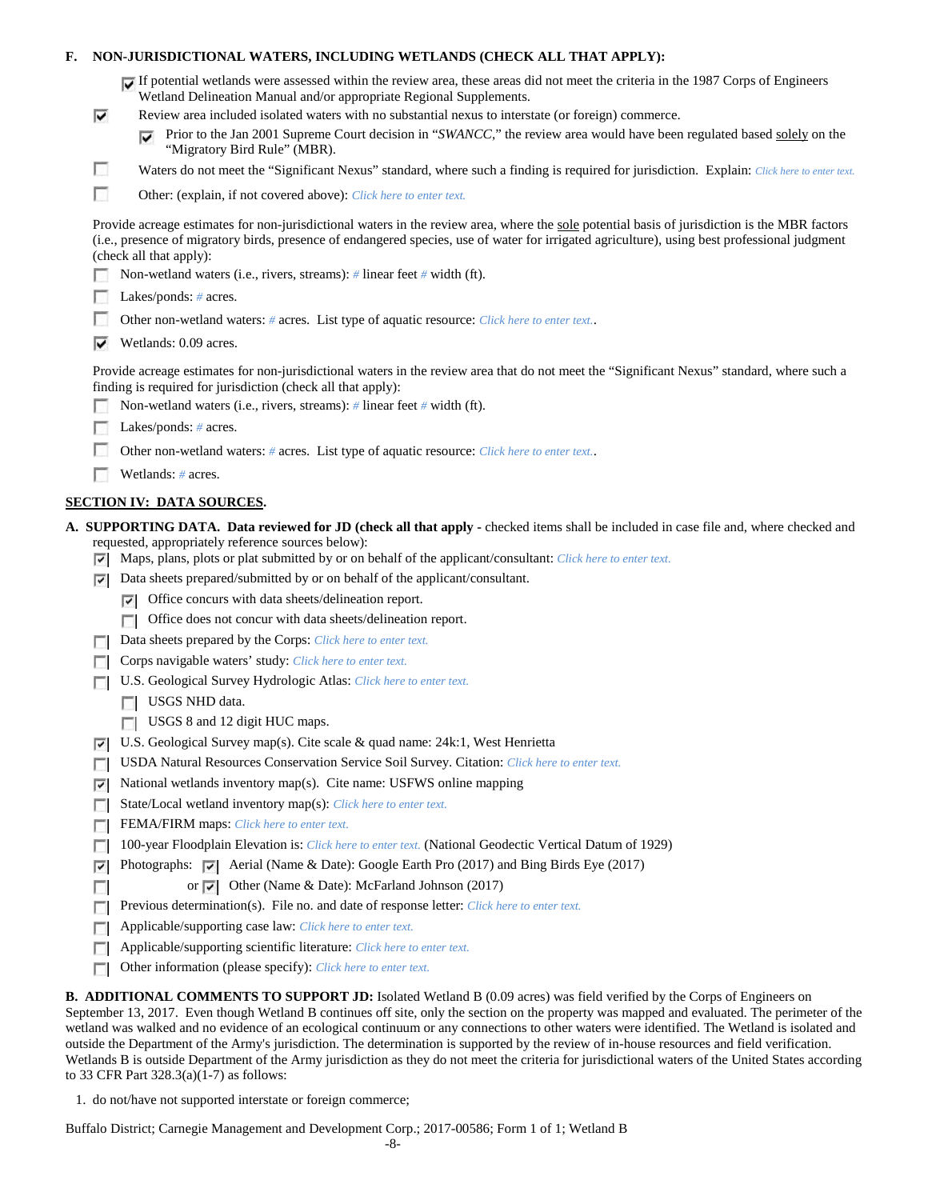**F. NON-JURISDICTIONAL WATERS, INCLUDING WETLANDS (CHECK ALL THAT APPLY):**

- [x] If potential wetlands were assessed within the review area, these areas did not meet the criteria in the 1987 Corps of Engineers Wetland Delineation Manual and/or appropriate Regional Supplements.
- [x] Review area included isolated waters with no substantial nexus to interstate (or foreign) commerce.
  - [x] Prior to the Jan 2001 Supreme Court decision in "*SWANCC*," the review area would have been regulated based solely on the "Migratory Bird Rule" (MBR).
- [ ] Waters do not meet the "Significant Nexus" standard, where such a finding is required for jurisdiction. Explain: *Click here to enter text.*
- [ ] Other: (explain, if not covered above): *Click here to enter text.*

Provide acreage estimates for non-jurisdictional waters in the review area, where the sole potential basis of jurisdiction is the MBR factors (i.e., presence of migratory birds, presence of endangered species, use of water for irrigated agriculture), using best professional judgment (check all that apply):

- [ ] Non-wetland waters (i.e., rivers, streams): # linear feet # width (ft).
- [ ] Lakes/ponds: # acres.
- [ ] Other non-wetland waters: # acres. List type of aquatic resource: *Click here to enter text.*.
- [x] Wetlands: 0.09 acres.

Provide acreage estimates for non-jurisdictional waters in the review area that do not meet the "Significant Nexus" standard, where such a finding is required for jurisdiction (check all that apply):

- [ ] Non-wetland waters (i.e., rivers, streams): # linear feet # width (ft).
- [ ] Lakes/ponds: # acres.
- [ ] Other non-wetland waters: # acres. List type of aquatic resource: *Click here to enter text.*.
- [ ] Wetlands: # acres.

## SECTION IV: DATA SOURCES.

**A. SUPPORTING DATA. Data reviewed for JD (check all that apply** - checked items shall be included in case file and, where checked and requested, appropriately reference sources below):

- [x] Maps, plans, plots or plat submitted by or on behalf of the applicant/consultant: *Click here to enter text.*
- [x] Data sheets prepared/submitted by or on behalf of the applicant/consultant.
  - [x] Office concurs with data sheets/delineation report.
  - [ ] Office does not concur with data sheets/delineation report.
- [ ] Data sheets prepared by the Corps: *Click here to enter text.*
- [ ] Corps navigable waters' study: *Click here to enter text.*
- [ ] U.S. Geological Survey Hydrologic Atlas: *Click here to enter text.*
  - [ ] USGS NHD data.
  - [ ] USGS 8 and 12 digit HUC maps.
- [x] U.S. Geological Survey map(s). Cite scale & quad name: 24k:1, West Henrietta
- [ ] USDA Natural Resources Conservation Service Soil Survey. Citation: *Click here to enter text.*
- [x] National wetlands inventory map(s). Cite name: USFWS online mapping
- [ ] State/Local wetland inventory map(s): *Click here to enter text.*
- [ ] FEMA/FIRM maps: *Click here to enter text.*
- [ ] 100-year Floodplain Elevation is: *Click here to enter text.* (National Geodectic Vertical Datum of 1929)
- [x] Photographs: [x] Aerial (Name & Date): Google Earth Pro (2017) and Bing Birds Eye (2017)
- [ ] or [x] Other (Name & Date): McFarland Johnson (2017)
- [ ] Previous determination(s). File no. and date of response letter: *Click here to enter text.*
- [ ] Applicable/supporting case law: *Click here to enter text.*
- [ ] Applicable/supporting scientific literature: *Click here to enter text.*
- [ ] Other information (please specify): *Click here to enter text.*

**B. ADDITIONAL COMMENTS TO SUPPORT JD:** Isolated Wetland B (0.09 acres) was field verified by the Corps of Engineers on September 13, 2017. Even though Wetland B continues off site, only the section on the property was mapped and evaluated. The perimeter of the wetland was walked and no evidence of an ecological continuum or any connections to other waters were identified. The Wetland is isolated and outside the Department of the Army's jurisdiction. The determination is supported by the review of in-house resources and field verification. Wetlands B is outside Department of the Army jurisdiction as they do not meet the criteria for jurisdictional waters of the United States according to 33 CFR Part 328.3(a)(1-7) as follows:

1. do not/have not supported interstate or foreign commerce;

Buffalo District; Carnegie Management and Development Corp.; 2017-00586; Form 1 of 1; Wetland B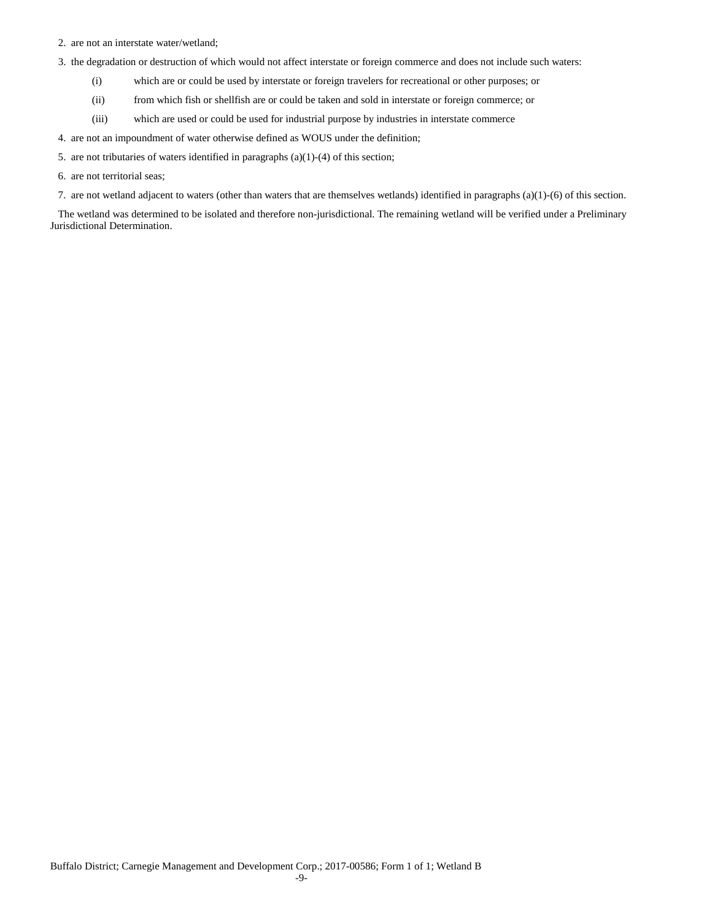2. are not an interstate water/wetland;
3. the degradation or destruction of which would not affect interstate or foreign commerce and does not include such waters:
   - (i) which are or could be used by interstate or foreign travelers for recreational or other purposes; or
   - (ii) from which fish or shellfish are or could be taken and sold in interstate or foreign commerce; or
   - (iii) which are used or could be used for industrial purpose by industries in interstate commerce
4. are not an impoundment of water otherwise defined as WOUS under the definition;
5. are not tributaries of waters identified in paragraphs (a)(1)-(4) of this section;
6. are not territorial seas;
7. are not wetland adjacent to waters (other than waters that are themselves wetlands) identified in paragraphs (a)(1)-(6) of this section.

The wetland was determined to be isolated and therefore non-jurisdictional. The remaining wetland will be verified under a Preliminary Jurisdictional Determination.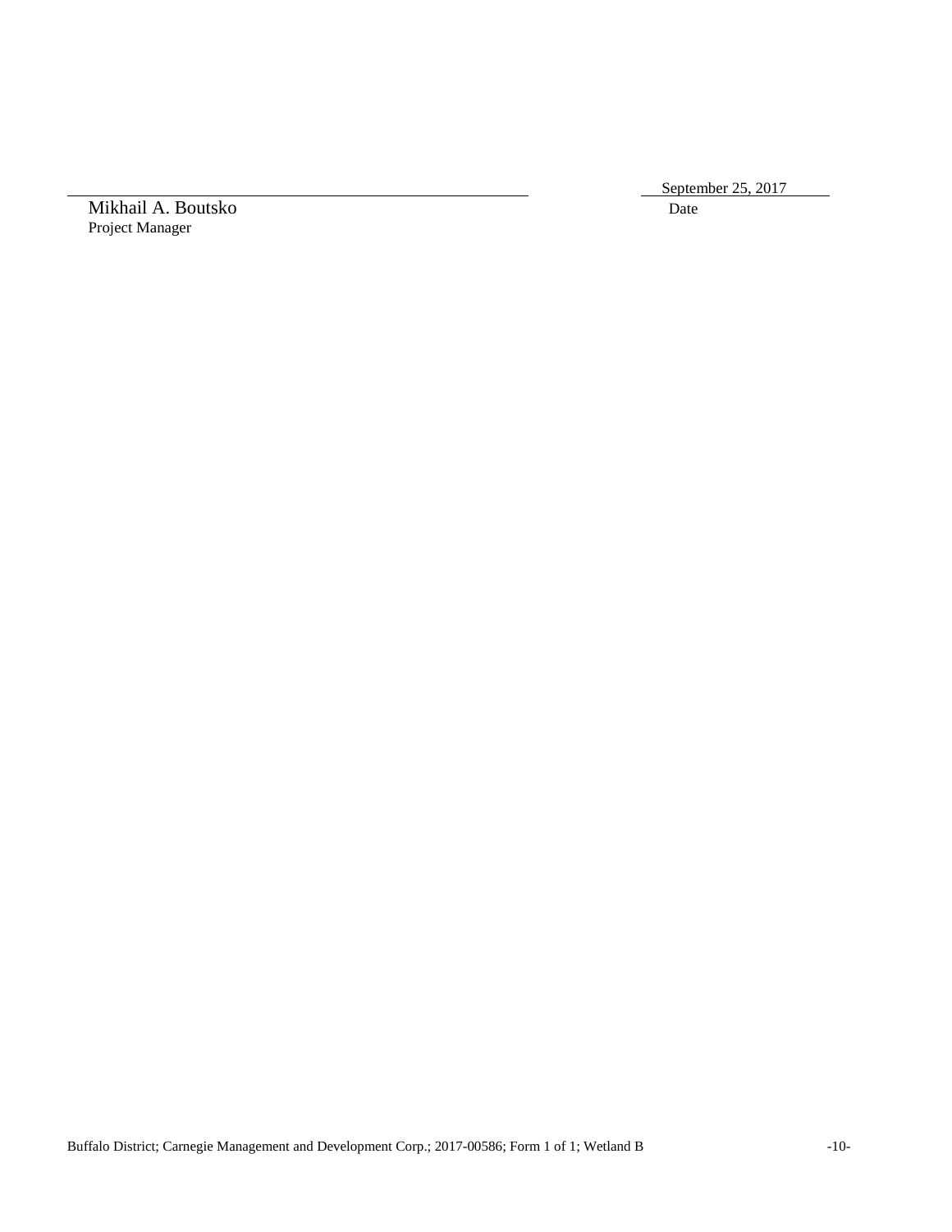September 25, 2017

Mikhail A. Boutsko
Project Manager

Date